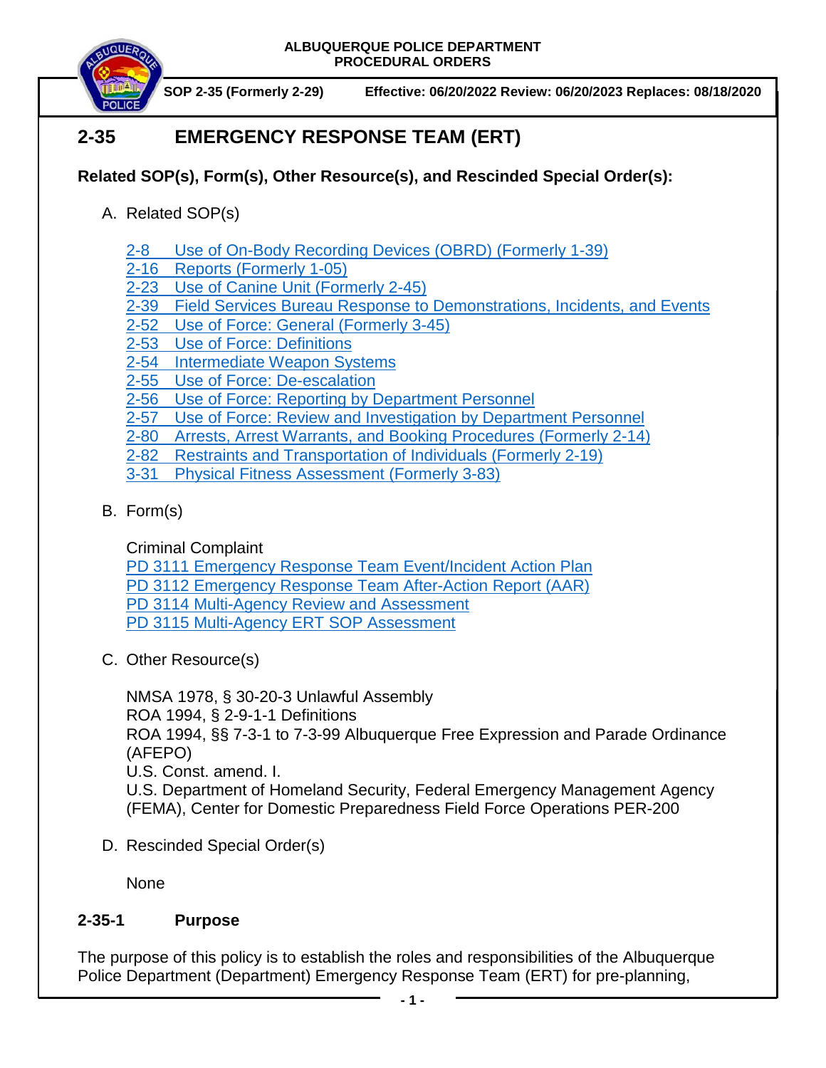ALBUQUERQUE POLICE DEPARTMENT
PROCEDURAL ORDERS

SOP 2-35 (Formerly 2-29) Effective: 06/20/2022 Review: 06/20/2023 Replaces: 08/18/2020

# 2-35 EMERGENCY RESPONSE TEAM (ERT)

**Related SOP(s), Form(s), Other Resource(s), and Rescinded Special Order(s):**

A. Related SOP(s)

2-8 Use of On-Body Recording Devices (OBRD) (Formerly 1-39)
2-16 Reports (Formerly 1-05)
2-23 Use of Canine Unit (Formerly 2-45)
2-39 Field Services Bureau Response to Demonstrations, Incidents, and Events
2-52 Use of Force: General (Formerly 3-45)
2-53 Use of Force: Definitions
2-54 Intermediate Weapon Systems
2-55 Use of Force: De-escalation
2-56 Use of Force: Reporting by Department Personnel
2-57 Use of Force: Review and Investigation by Department Personnel
2-80 Arrests, Arrest Warrants, and Booking Procedures (Formerly 2-14)
2-82 Restraints and Transportation of Individuals (Formerly 2-19)
3-31 Physical Fitness Assessment (Formerly 3-83)

B. Form(s)

Criminal Complaint
PD 3111 Emergency Response Team Event/Incident Action Plan
PD 3112 Emergency Response Team After-Action Report (AAR)
PD 3114 Multi-Agency Review and Assessment
PD 3115 Multi-Agency ERT SOP Assessment

C. Other Resource(s)

NMSA 1978, § 30-20-3 Unlawful Assembly
ROA 1994, § 2-9-1-1 Definitions
ROA 1994, §§ 7-3-1 to 7-3-99 Albuquerque Free Expression and Parade Ordinance (AFEPO)
U.S. Const. amend. I.
U.S. Department of Homeland Security, Federal Emergency Management Agency (FEMA), Center for Domestic Preparedness Field Force Operations PER-200

D. Rescinded Special Order(s)

None

## 2-35-1 Purpose

The purpose of this policy is to establish the roles and responsibilities of the Albuquerque Police Department (Department) Emergency Response Team (ERT) for pre-planning,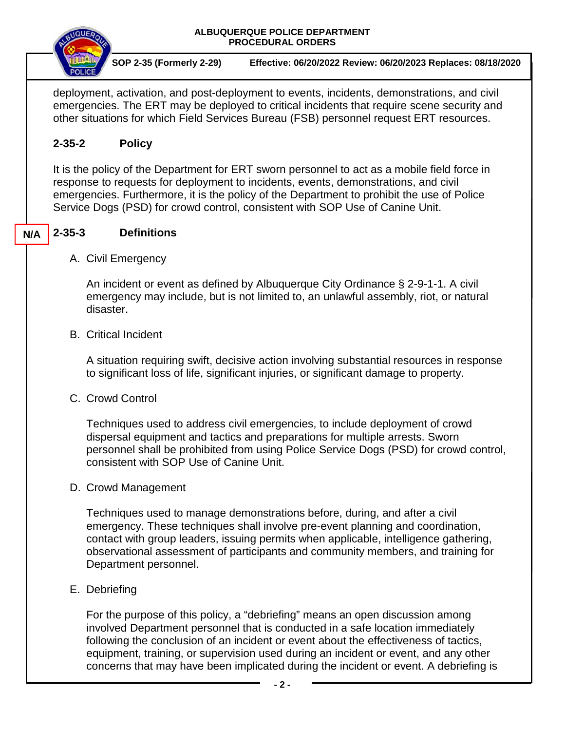deployment, activation, and post-deployment to events, incidents, demonstrations, and civil emergencies. The ERT may be deployed to critical incidents that require scene security and other situations for which Field Services Bureau (FSB) personnel request ERT resources.

## 2-35-2 Policy

It is the policy of the Department for ERT sworn personnel to act as a mobile field force in response to requests for deployment to incidents, events, demonstrations, and civil emergencies. Furthermore, it is the policy of the Department to prohibit the use of Police Service Dogs (PSD) for crowd control, consistent with SOP Use of Canine Unit.

## N/A 2-35-3 Definitions

A. Civil Emergency

An incident or event as defined by Albuquerque City Ordinance § 2-9-1-1. A civil emergency may include, but is not limited to, an unlawful assembly, riot, or natural disaster.

B. Critical Incident

A situation requiring swift, decisive action involving substantial resources in response to significant loss of life, significant injuries, or significant damage to property.

C. Crowd Control

Techniques used to address civil emergencies, to include deployment of crowd dispersal equipment and tactics and preparations for multiple arrests. Sworn personnel shall be prohibited from using Police Service Dogs (PSD) for crowd control, consistent with SOP Use of Canine Unit.

D. Crowd Management

Techniques used to manage demonstrations before, during, and after a civil emergency. These techniques shall involve pre-event planning and coordination, contact with group leaders, issuing permits when applicable, intelligence gathering, observational assessment of participants and community members, and training for Department personnel.

E. Debriefing

For the purpose of this policy, a "debriefing" means an open discussion among involved Department personnel that is conducted in a safe location immediately following the conclusion of an incident or event about the effectiveness of tactics, equipment, training, or supervision used during an incident or event, and any other concerns that may have been implicated during the incident or event. A debriefing is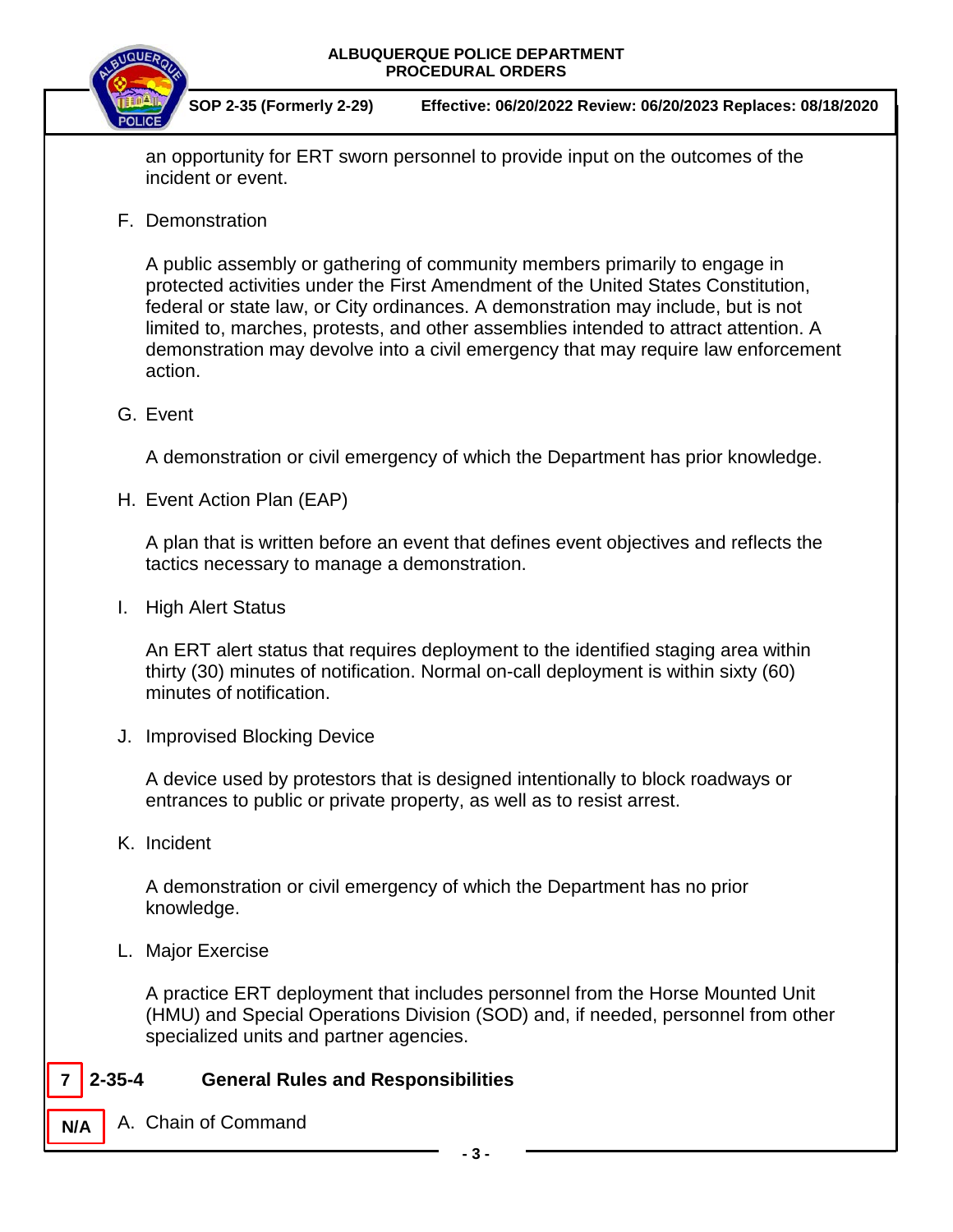an opportunity for ERT sworn personnel to provide input on the outcomes of the incident or event.

F. Demonstration

A public assembly or gathering of community members primarily to engage in protected activities under the First Amendment of the United States Constitution, federal or state law, or City ordinances. A demonstration may include, but is not limited to, marches, protests, and other assemblies intended to attract attention. A demonstration may devolve into a civil emergency that may require law enforcement action.

G. Event

A demonstration or civil emergency of which the Department has prior knowledge.

H. Event Action Plan (EAP)

A plan that is written before an event that defines event objectives and reflects the tactics necessary to manage a demonstration.

I. High Alert Status

An ERT alert status that requires deployment to the identified staging area within thirty (30) minutes of notification. Normal on-call deployment is within sixty (60) minutes of notification.

J. Improvised Blocking Device

A device used by protestors that is designed intentionally to block roadways or entrances to public or private property, as well as to resist arrest.

K. Incident

A demonstration or civil emergency of which the Department has no prior knowledge.

L. Major Exercise

A practice ERT deployment that includes personnel from the Horse Mounted Unit (HMU) and Special Operations Division (SOD) and, if needed, personnel from other specialized units and partner agencies.

## 7 2-35-4 General Rules and Responsibilities

N/A A. Chain of Command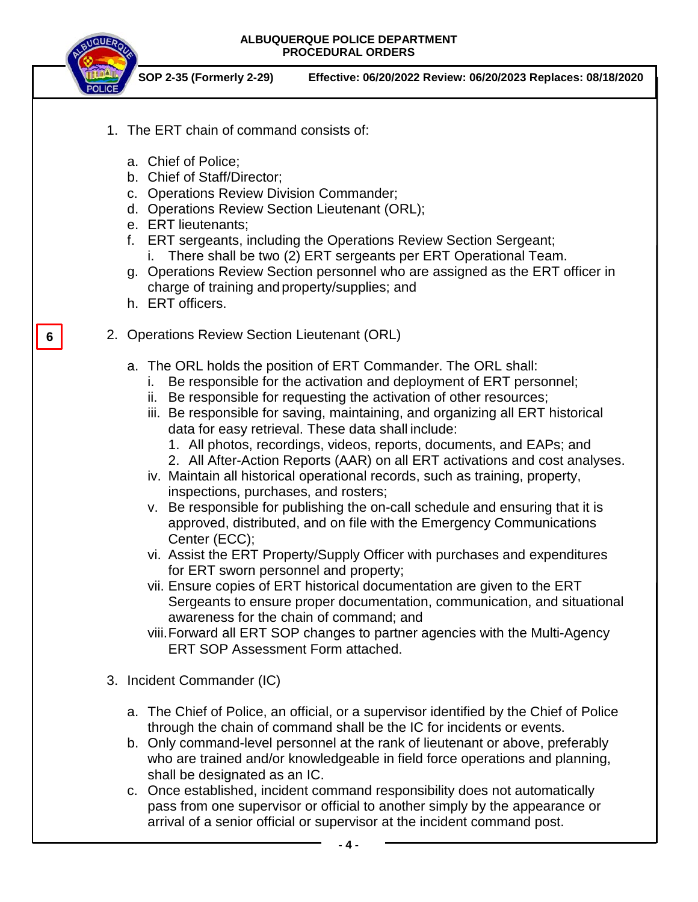1. The ERT chain of command consists of:

   a. Chief of Police;
   b. Chief of Staff/Director;
   c. Operations Review Division Commander;
   d. Operations Review Section Lieutenant (ORL);
   e. ERT lieutenants;
   f. ERT sergeants, including the Operations Review Section Sergeant;
      i. There shall be two (2) ERT sergeants per ERT Operational Team.
   g. Operations Review Section personnel who are assigned as the ERT officer in charge of training and property/supplies; and
   h. ERT officers.

6

2. Operations Review Section Lieutenant (ORL)

   a. The ORL holds the position of ERT Commander. The ORL shall:
      i. Be responsible for the activation and deployment of ERT personnel;
      ii. Be responsible for requesting the activation of other resources;
      iii. Be responsible for saving, maintaining, and organizing all ERT historical data for easy retrieval. These data shall include:
         1. All photos, recordings, videos, reports, documents, and EAPs; and
         2. All After-Action Reports (AAR) on all ERT activations and cost analyses.
      iv. Maintain all historical operational records, such as training, property, inspections, purchases, and rosters;
      v. Be responsible for publishing the on-call schedule and ensuring that it is approved, distributed, and on file with the Emergency Communications Center (ECC);
      vi. Assist the ERT Property/Supply Officer with purchases and expenditures for ERT sworn personnel and property;
      vii. Ensure copies of ERT historical documentation are given to the ERT Sergeants to ensure proper documentation, communication, and situational awareness for the chain of command; and
      viii. Forward all ERT SOP changes to partner agencies with the Multi-Agency ERT SOP Assessment Form attached.

3. Incident Commander (IC)

   a. The Chief of Police, an official, or a supervisor identified by the Chief of Police through the chain of command shall be the IC for incidents or events.
   b. Only command-level personnel at the rank of lieutenant or above, preferably who are trained and/or knowledgeable in field force operations and planning, shall be designated as an IC.
   c. Once established, incident command responsibility does not automatically pass from one supervisor or official to another simply by the appearance or arrival of a senior official or supervisor at the incident command post.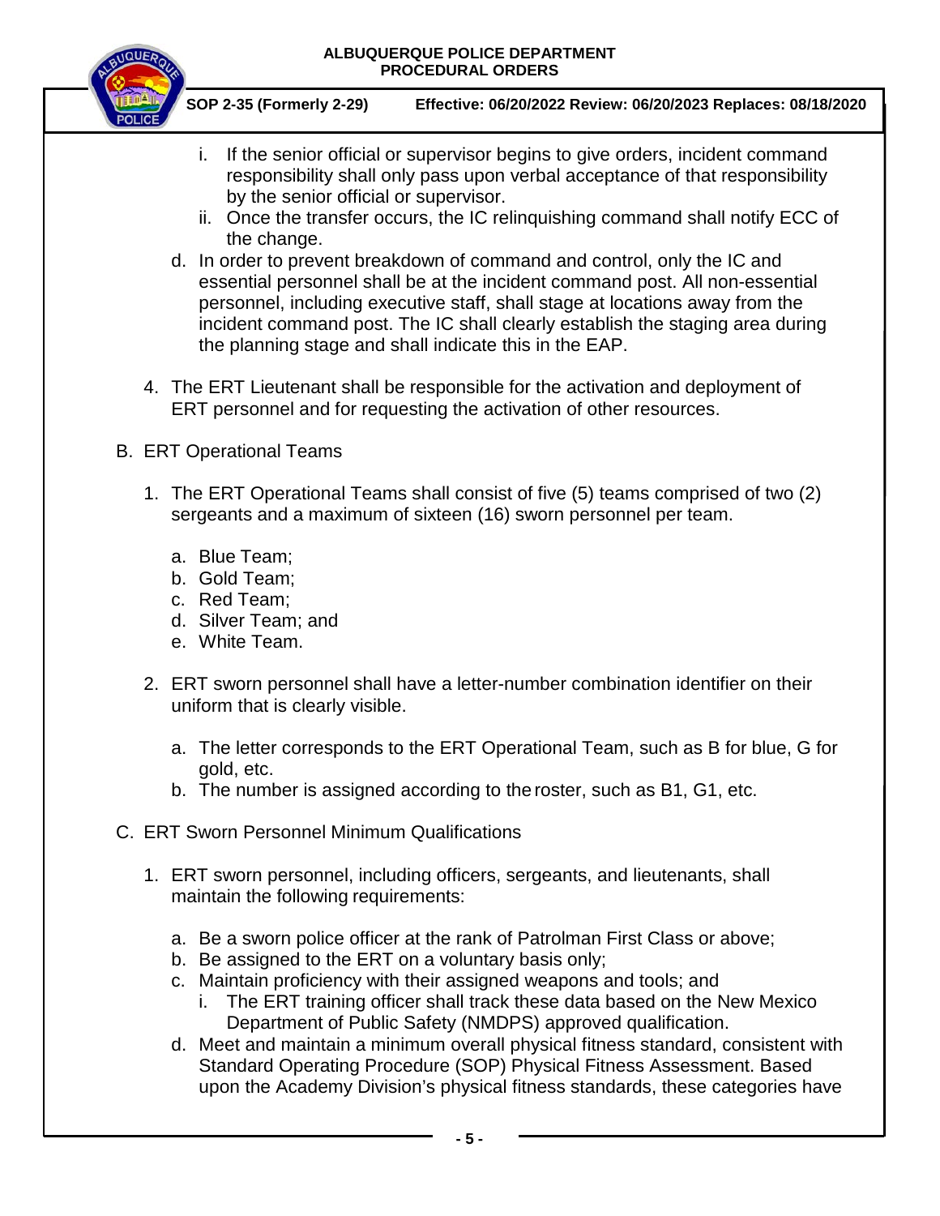i. If the senior official or supervisor begins to give orders, incident command responsibility shall only pass upon verbal acceptance of that responsibility by the senior official or supervisor.
ii. Once the transfer occurs, the IC relinquishing command shall notify ECC of the change.

d. In order to prevent breakdown of command and control, only the IC and essential personnel shall be at the incident command post. All non-essential personnel, including executive staff, shall stage at locations away from the incident command post. The IC shall clearly establish the staging area during the planning stage and shall indicate this in the EAP.

4. The ERT Lieutenant shall be responsible for the activation and deployment of ERT personnel and for requesting the activation of other resources.

B. ERT Operational Teams

1. The ERT Operational Teams shall consist of five (5) teams comprised of two (2) sergeants and a maximum of sixteen (16) sworn personnel per team.

   a. Blue Team;
   b. Gold Team;
   c. Red Team;
   d. Silver Team; and
   e. White Team.

2. ERT sworn personnel shall have a letter-number combination identifier on their uniform that is clearly visible.

   a. The letter corresponds to the ERT Operational Team, such as B for blue, G for gold, etc.
   b. The number is assigned according to the roster, such as B1, G1, etc.

C. ERT Sworn Personnel Minimum Qualifications

1. ERT sworn personnel, including officers, sergeants, and lieutenants, shall maintain the following requirements:

   a. Be a sworn police officer at the rank of Patrolman First Class or above;
   b. Be assigned to the ERT on a voluntary basis only;
   c. Maintain proficiency with their assigned weapons and tools; and
      i. The ERT training officer shall track these data based on the New Mexico Department of Public Safety (NMDPS) approved qualification.
   d. Meet and maintain a minimum overall physical fitness standard, consistent with Standard Operating Procedure (SOP) Physical Fitness Assessment. Based upon the Academy Division's physical fitness standards, these categories have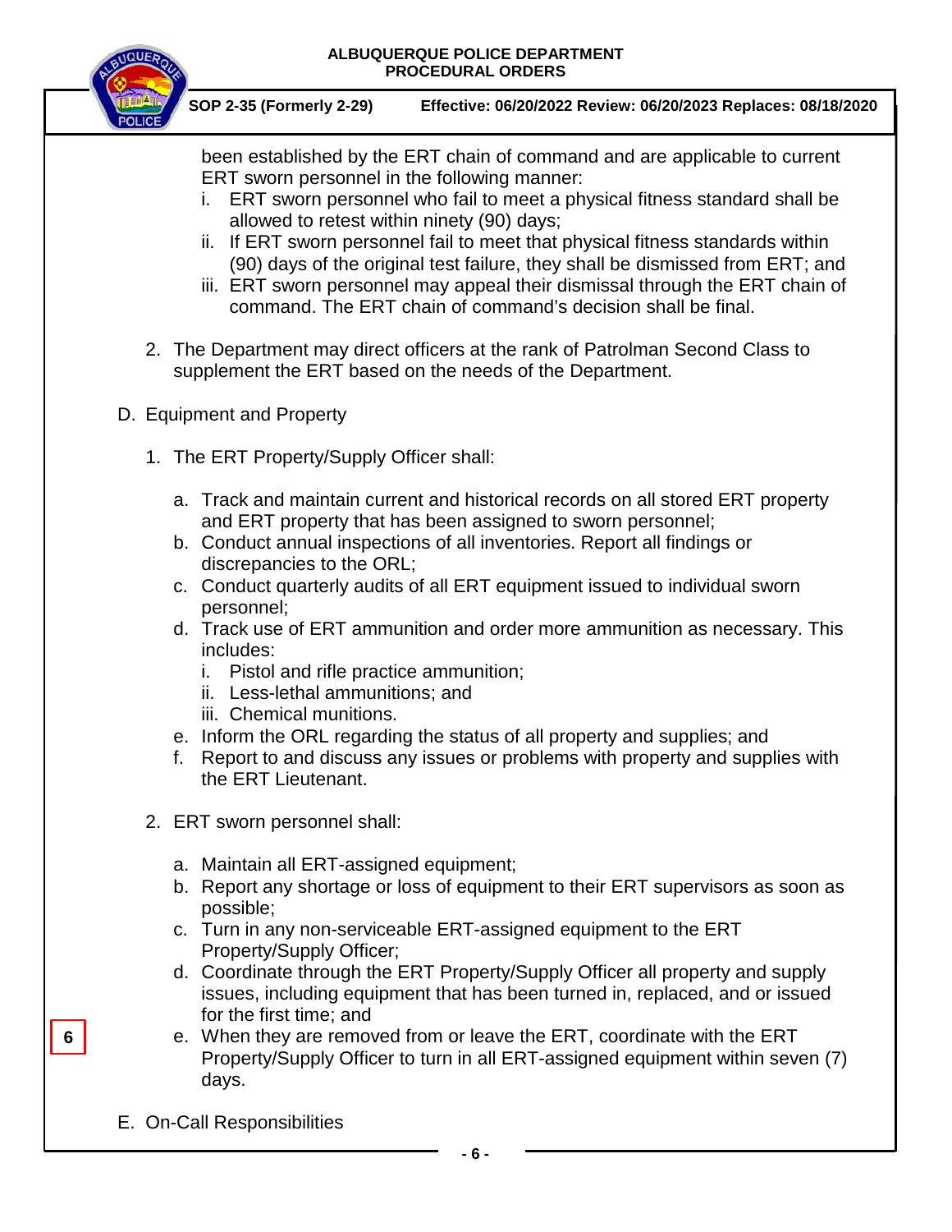been established by the ERT chain of command and are applicable to current ERT sworn personnel in the following manner:

   i. ERT sworn personnel who fail to meet a physical fitness standard shall be allowed to retest within ninety (90) days;
   ii. If ERT sworn personnel fail to meet that physical fitness standards within (90) days of the original test failure, they shall be dismissed from ERT; and
   iii. ERT sworn personnel may appeal their dismissal through the ERT chain of command. The ERT chain of command's decision shall be final.

2. The Department may direct officers at the rank of Patrolman Second Class to supplement the ERT based on the needs of the Department.

D. Equipment and Property

1. The ERT Property/Supply Officer shall:

   a. Track and maintain current and historical records on all stored ERT property and ERT property that has been assigned to sworn personnel;
   b. Conduct annual inspections of all inventories. Report all findings or discrepancies to the ORL;
   c. Conduct quarterly audits of all ERT equipment issued to individual sworn personnel;
   d. Track use of ERT ammunition and order more ammunition as necessary. This includes:
      i. Pistol and rifle practice ammunition;
      ii. Less-lethal ammunitions; and
      iii. Chemical munitions.
   e. Inform the ORL regarding the status of all property and supplies; and
   f. Report to and discuss any issues or problems with property and supplies with the ERT Lieutenant.

2. ERT sworn personnel shall:

   a. Maintain all ERT-assigned equipment;
   b. Report any shortage or loss of equipment to their ERT supervisors as soon as possible;
   c. Turn in any non-serviceable ERT-assigned equipment to the ERT Property/Supply Officer;
   d. Coordinate through the ERT Property/Supply Officer all property and supply issues, including equipment that has been turned in, replaced, and or issued for the first time; and
   e. When they are removed from or leave the ERT, coordinate with the ERT Property/Supply Officer to turn in all ERT-assigned equipment within seven (7) days.

E. On-Call Responsibilities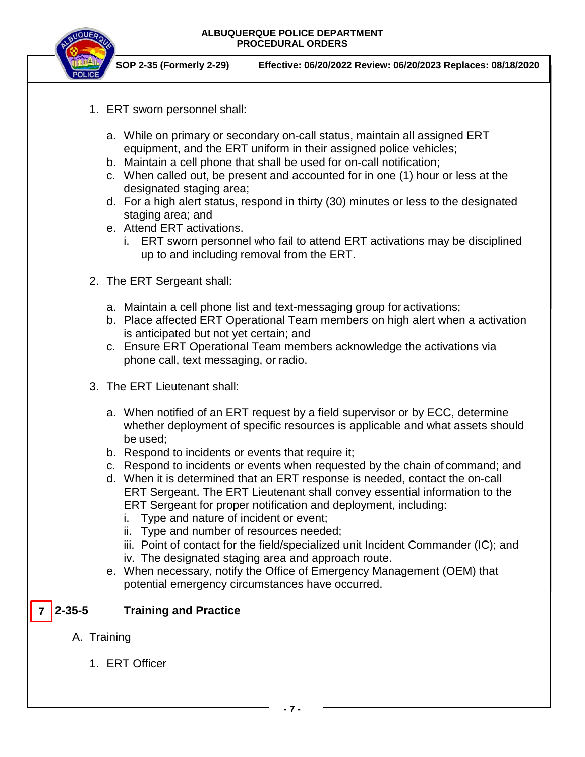1. ERT sworn personnel shall:

   a. While on primary or secondary on-call status, maintain all assigned ERT equipment, and the ERT uniform in their assigned police vehicles;
   b. Maintain a cell phone that shall be used for on-call notification;
   c. When called out, be present and accounted for in one (1) hour or less at the designated staging area;
   d. For a high alert status, respond in thirty (30) minutes or less to the designated staging area; and
   e. Attend ERT activations.
      i. ERT sworn personnel who fail to attend ERT activations may be disciplined up to and including removal from the ERT.

2. The ERT Sergeant shall:

   a. Maintain a cell phone list and text-messaging group for activations;
   b. Place affected ERT Operational Team members on high alert when a activation is anticipated but not yet certain; and
   c. Ensure ERT Operational Team members acknowledge the activations via phone call, text messaging, or radio.

3. The ERT Lieutenant shall:

   a. When notified of an ERT request by a field supervisor or by ECC, determine whether deployment of specific resources is applicable and what assets should be used;
   b. Respond to incidents or events that require it;
   c. Respond to incidents or events when requested by the chain of command; and
   d. When it is determined that an ERT response is needed, contact the on-call ERT Sergeant. The ERT Lieutenant shall convey essential information to the ERT Sergeant for proper notification and deployment, including:
      i. Type and nature of incident or event;
      ii. Type and number of resources needed;
      iii. Point of contact for the field/specialized unit Incident Commander (IC); and
      iv. The designated staging area and approach route.
   e. When necessary, notify the Office of Emergency Management (OEM) that potential emergency circumstances have occurred.

## 7 2-35-5 Training and Practice

A. Training

1. ERT Officer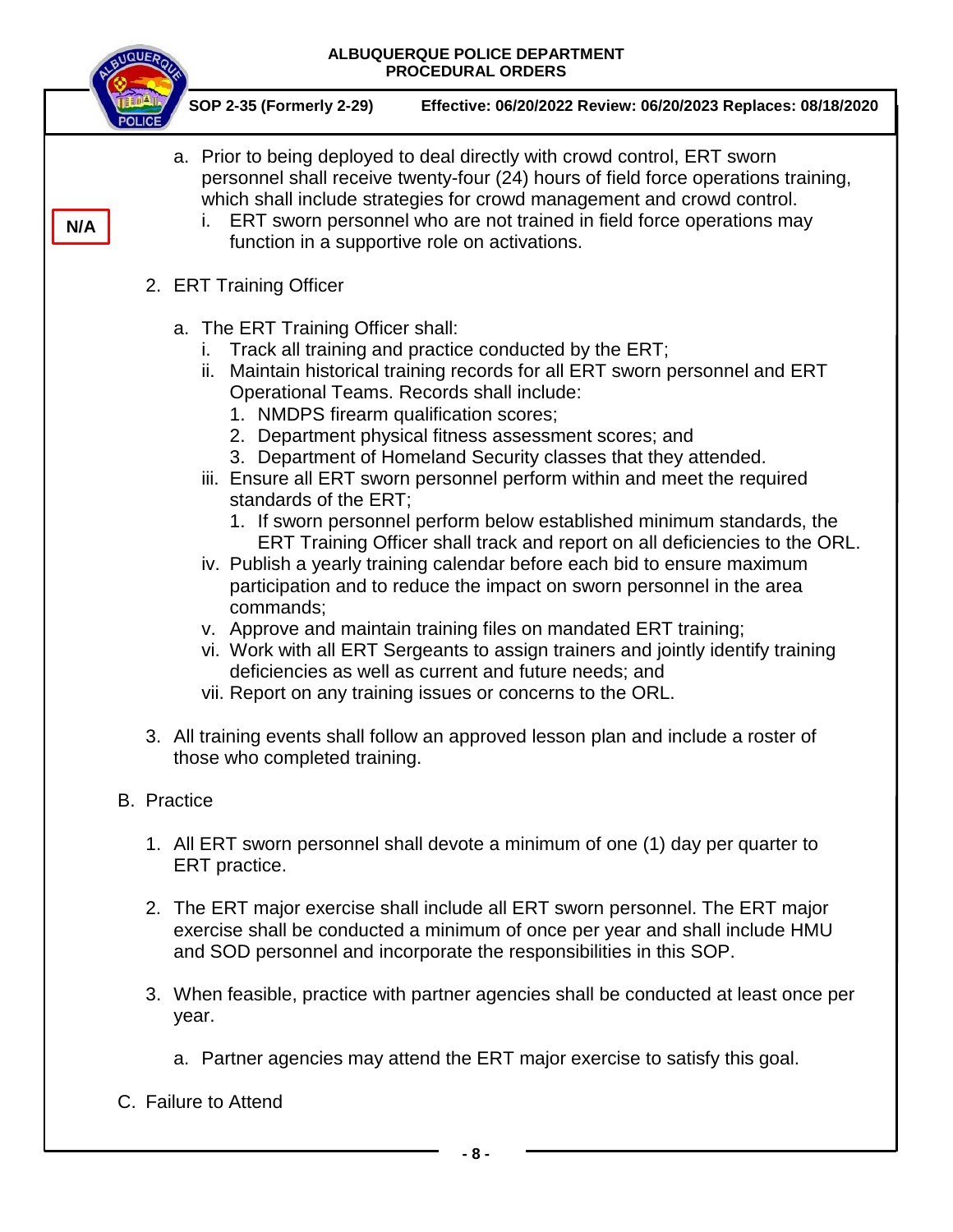N/A

a. Prior to being deployed to deal directly with crowd control, ERT sworn personnel shall receive twenty-four (24) hours of field force operations training, which shall include strategies for crowd management and crowd control.
   i. ERT sworn personnel who are not trained in field force operations may function in a supportive role on activations.

2. ERT Training Officer

   a. The ERT Training Officer shall:
      i. Track all training and practice conducted by the ERT;
      ii. Maintain historical training records for all ERT sworn personnel and ERT Operational Teams. Records shall include:
         1. NMDPS firearm qualification scores;
         2. Department physical fitness assessment scores; and
         3. Department of Homeland Security classes that they attended.
      iii. Ensure all ERT sworn personnel perform within and meet the required standards of the ERT;
         1. If sworn personnel perform below established minimum standards, the ERT Training Officer shall track and report on all deficiencies to the ORL.
      iv. Publish a yearly training calendar before each bid to ensure maximum participation and to reduce the impact on sworn personnel in the area commands;
      v. Approve and maintain training files on mandated ERT training;
      vi. Work with all ERT Sergeants to assign trainers and jointly identify training deficiencies as well as current and future needs; and
      vii. Report on any training issues or concerns to the ORL.

3. All training events shall follow an approved lesson plan and include a roster of those who completed training.

B. Practice

   1. All ERT sworn personnel shall devote a minimum of one (1) day per quarter to ERT practice.

   2. The ERT major exercise shall include all ERT sworn personnel. The ERT major exercise shall be conducted a minimum of once per year and shall include HMU and SOD personnel and incorporate the responsibilities in this SOP.

   3. When feasible, practice with partner agencies shall be conducted at least once per year.

      a. Partner agencies may attend the ERT major exercise to satisfy this goal.

C. Failure to Attend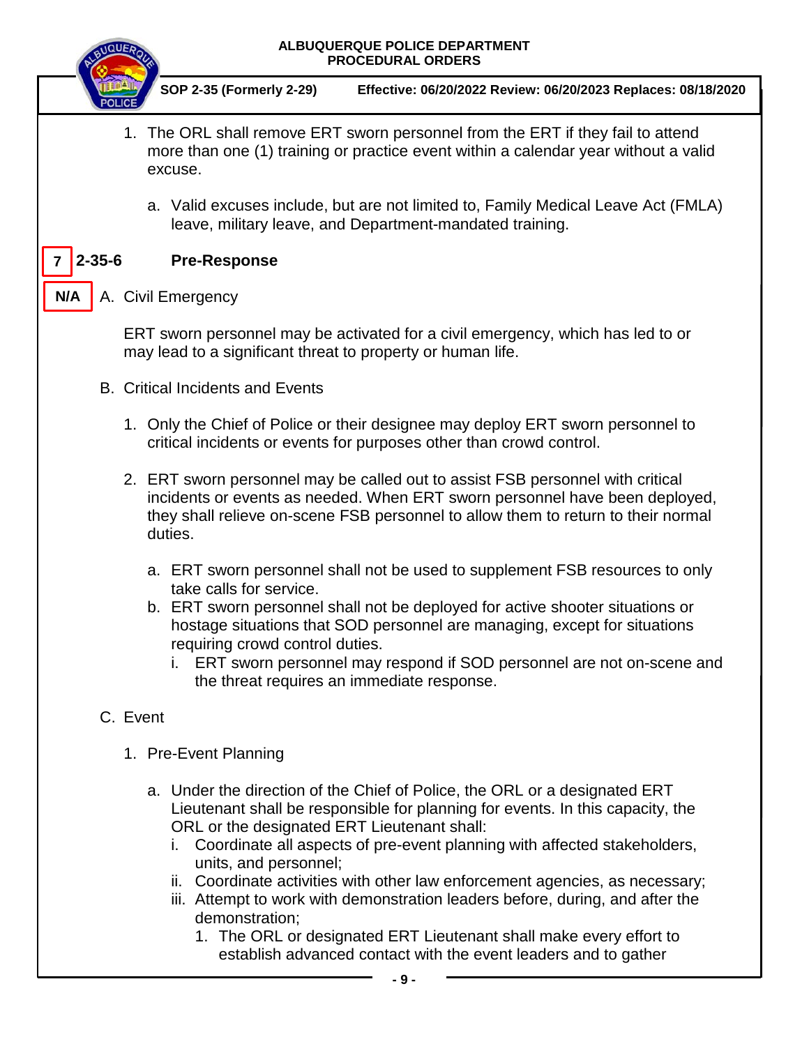1. The ORL shall remove ERT sworn personnel from the ERT if they fail to attend more than one (1) training or practice event within a calendar year without a valid excuse.

   a. Valid excuses include, but are not limited to, Family Medical Leave Act (FMLA) leave, military leave, and Department-mandated training.

## 7 2-35-6 Pre-Response

N/A A. Civil Emergency

ERT sworn personnel may be activated for a civil emergency, which has led to or may lead to a significant threat to property or human life.

B. Critical Incidents and Events

1. Only the Chief of Police or their designee may deploy ERT sworn personnel to critical incidents or events for purposes other than crowd control.

2. ERT sworn personnel may be called out to assist FSB personnel with critical incidents or events as needed. When ERT sworn personnel have been deployed, they shall relieve on-scene FSB personnel to allow them to return to their normal duties.

   a. ERT sworn personnel shall not be used to supplement FSB resources to only take calls for service.
   b. ERT sworn personnel shall not be deployed for active shooter situations or hostage situations that SOD personnel are managing, except for situations requiring crowd control duties.
      i. ERT sworn personnel may respond if SOD personnel are not on-scene and the threat requires an immediate response.

C. Event

1. Pre-Event Planning

   a. Under the direction of the Chief of Police, the ORL or a designated ERT Lieutenant shall be responsible for planning for events. In this capacity, the ORL or the designated ERT Lieutenant shall:
      i. Coordinate all aspects of pre-event planning with affected stakeholders, units, and personnel;
      ii. Coordinate activities with other law enforcement agencies, as necessary;
      iii. Attempt to work with demonstration leaders before, during, and after the demonstration;
         1. The ORL or designated ERT Lieutenant shall make every effort to establish advanced contact with the event leaders and to gather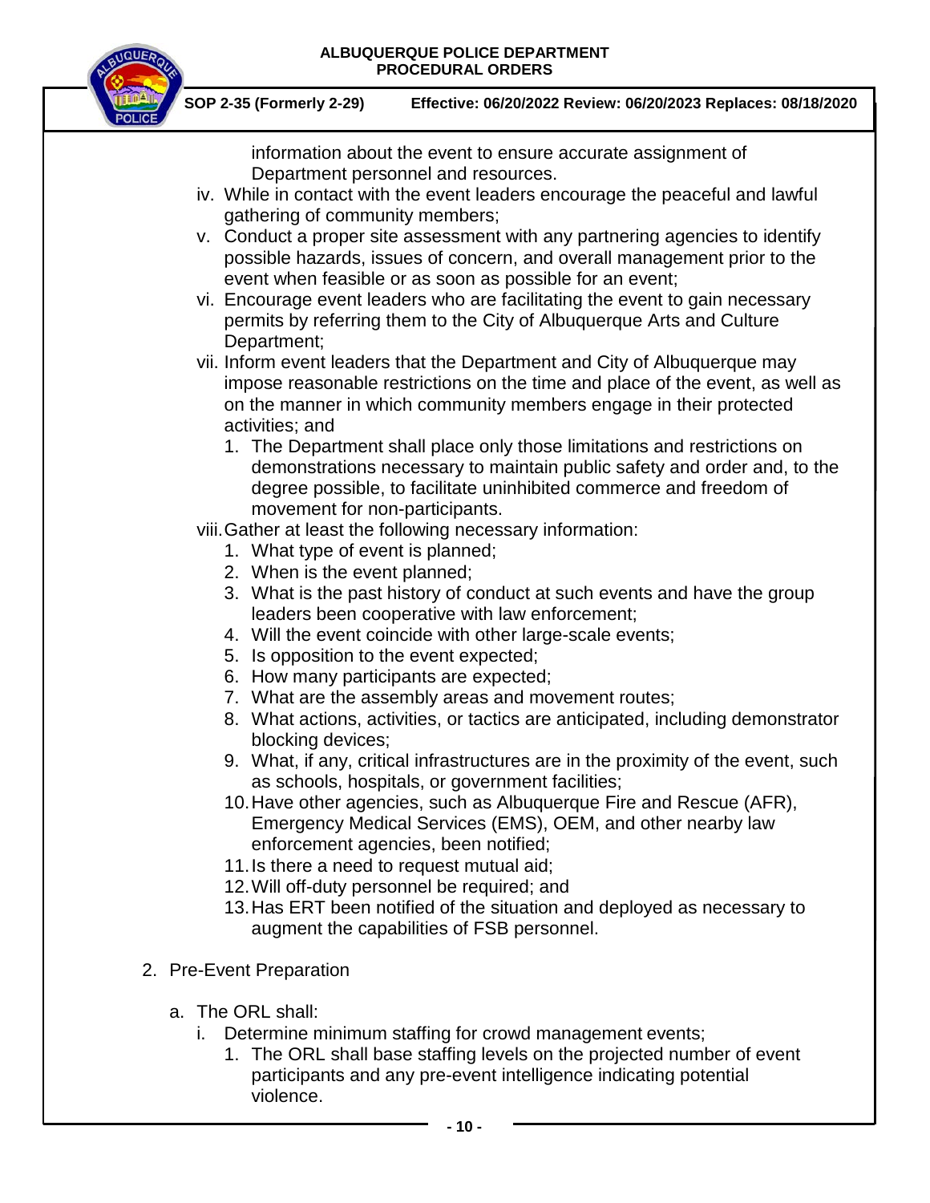information about the event to ensure accurate assignment of Department personnel and resources.

iv. While in contact with the event leaders encourage the peaceful and lawful gathering of community members;

v. Conduct a proper site assessment with any partnering agencies to identify possible hazards, issues of concern, and overall management prior to the event when feasible or as soon as possible for an event;

vi. Encourage event leaders who are facilitating the event to gain necessary permits by referring them to the City of Albuquerque Arts and Culture Department;

vii. Inform event leaders that the Department and City of Albuquerque may impose reasonable restrictions on the time and place of the event, as well as on the manner in which community members engage in their protected activities; and

1. The Department shall place only those limitations and restrictions on demonstrations necessary to maintain public safety and order and, to the degree possible, to facilitate uninhibited commerce and freedom of movement for non-participants.

viii. Gather at least the following necessary information:

1. What type of event is planned;
2. When is the event planned;
3. What is the past history of conduct at such events and have the group leaders been cooperative with law enforcement;
4. Will the event coincide with other large-scale events;
5. Is opposition to the event expected;
6. How many participants are expected;
7. What are the assembly areas and movement routes;
8. What actions, activities, or tactics are anticipated, including demonstrator blocking devices;
9. What, if any, critical infrastructures are in the proximity of the event, such as schools, hospitals, or government facilities;
10. Have other agencies, such as Albuquerque Fire and Rescue (AFR), Emergency Medical Services (EMS), OEM, and other nearby law enforcement agencies, been notified;
11. Is there a need to request mutual aid;
12. Will off-duty personnel be required; and
13. Has ERT been notified of the situation and deployed as necessary to augment the capabilities of FSB personnel.

2. Pre-Event Preparation

a. The ORL shall:

i. Determine minimum staffing for crowd management events;

1. The ORL shall base staffing levels on the projected number of event participants and any pre-event intelligence indicating potential violence.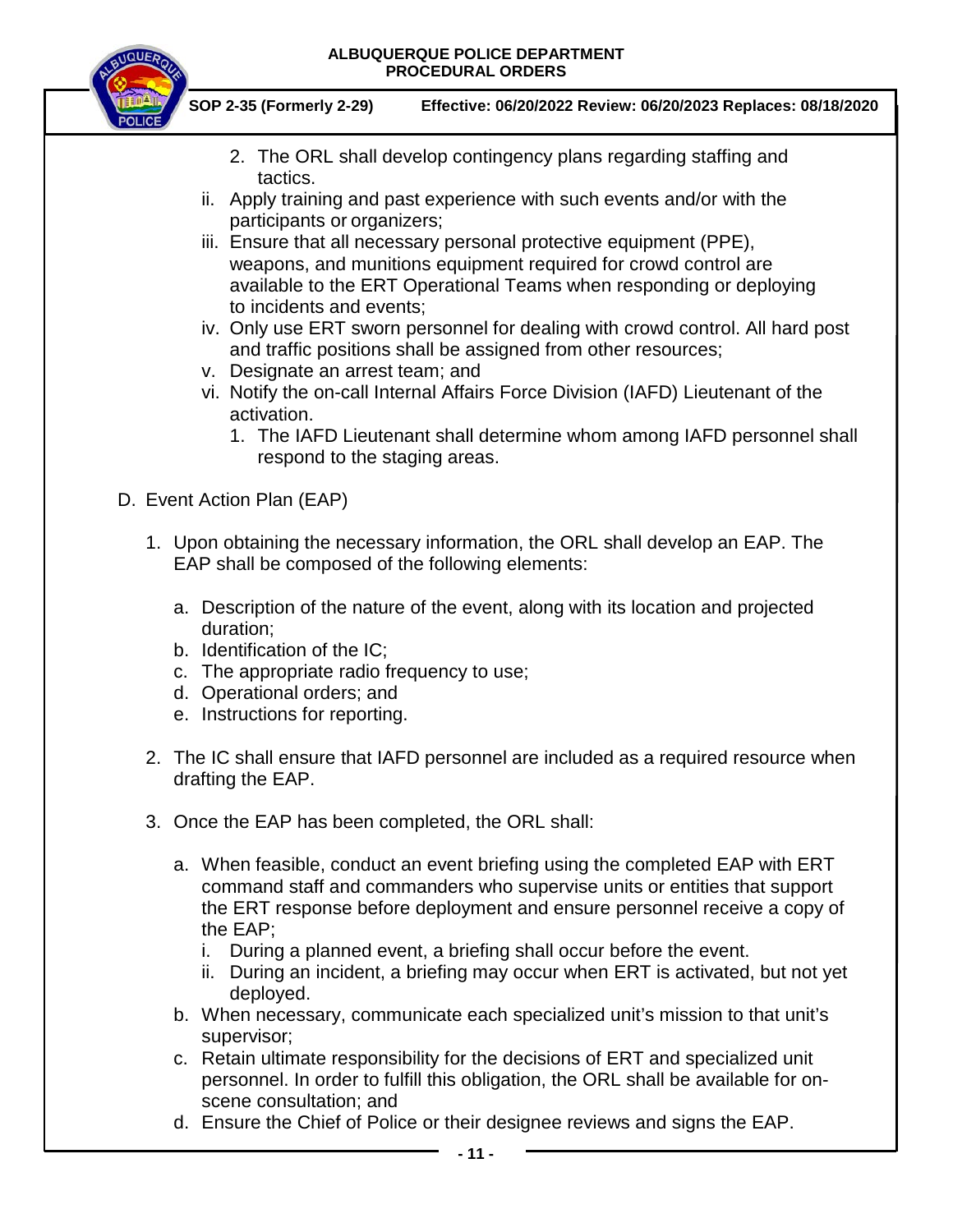2. The ORL shall develop contingency plans regarding staffing and tactics.

   ii. Apply training and past experience with such events and/or with the participants or organizers;

   iii. Ensure that all necessary personal protective equipment (PPE), weapons, and munitions equipment required for crowd control are available to the ERT Operational Teams when responding or deploying to incidents and events;

   iv. Only use ERT sworn personnel for dealing with crowd control. All hard post and traffic positions shall be assigned from other resources;

   v. Designate an arrest team; and

   vi. Notify the on-call Internal Affairs Force Division (IAFD) Lieutenant of the activation.

      1. The IAFD Lieutenant shall determine whom among IAFD personnel shall respond to the staging areas.

D. Event Action Plan (EAP)

1. Upon obtaining the necessary information, the ORL shall develop an EAP. The EAP shall be composed of the following elements:

   a. Description of the nature of the event, along with its location and projected duration;
   b. Identification of the IC;
   c. The appropriate radio frequency to use;
   d. Operational orders; and
   e. Instructions for reporting.

2. The IC shall ensure that IAFD personnel are included as a required resource when drafting the EAP.

3. Once the EAP has been completed, the ORL shall:

   a. When feasible, conduct an event briefing using the completed EAP with ERT command staff and commanders who supervise units or entities that support the ERT response before deployment and ensure personnel receive a copy of the EAP;
      i. During a planned event, a briefing shall occur before the event.
      ii. During an incident, a briefing may occur when ERT is activated, but not yet deployed.
   b. When necessary, communicate each specialized unit's mission to that unit's supervisor;
   c. Retain ultimate responsibility for the decisions of ERT and specialized unit personnel. In order to fulfill this obligation, the ORL shall be available for on-scene consultation; and
   d. Ensure the Chief of Police or their designee reviews and signs the EAP.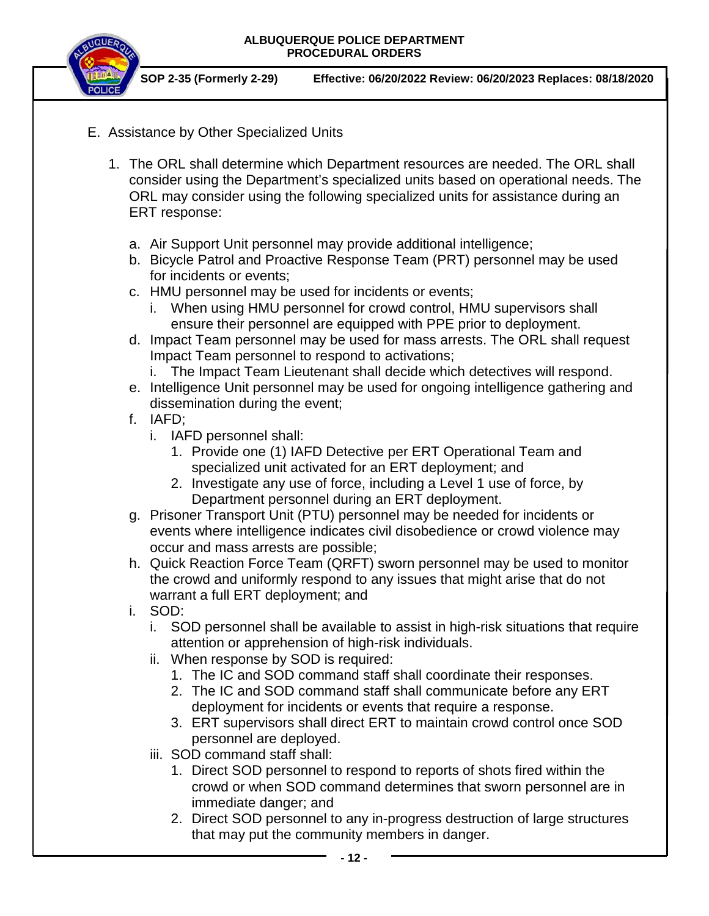E. Assistance by Other Specialized Units

1. The ORL shall determine which Department resources are needed. The ORL shall consider using the Department's specialized units based on operational needs. The ORL may consider using the following specialized units for assistance during an ERT response:

   a. Air Support Unit personnel may provide additional intelligence;
   b. Bicycle Patrol and Proactive Response Team (PRT) personnel may be used for incidents or events;
   c. HMU personnel may be used for incidents or events;
      i. When using HMU personnel for crowd control, HMU supervisors shall ensure their personnel are equipped with PPE prior to deployment.
   d. Impact Team personnel may be used for mass arrests. The ORL shall request Impact Team personnel to respond to activations;
      i. The Impact Team Lieutenant shall decide which detectives will respond.
   e. Intelligence Unit personnel may be used for ongoing intelligence gathering and dissemination during the event;
   f. IAFD;
      i. IAFD personnel shall:
         1. Provide one (1) IAFD Detective per ERT Operational Team and specialized unit activated for an ERT deployment; and
         2. Investigate any use of force, including a Level 1 use of force, by Department personnel during an ERT deployment.
   g. Prisoner Transport Unit (PTU) personnel may be needed for incidents or events where intelligence indicates civil disobedience or crowd violence may occur and mass arrests are possible;
   h. Quick Reaction Force Team (QRFT) sworn personnel may be used to monitor the crowd and uniformly respond to any issues that might arise that do not warrant a full ERT deployment; and
   i. SOD:
      i. SOD personnel shall be available to assist in high-risk situations that require attention or apprehension of high-risk individuals.
      ii. When response by SOD is required:
         1. The IC and SOD command staff shall coordinate their responses.
         2. The IC and SOD command staff shall communicate before any ERT deployment for incidents or events that require a response.
         3. ERT supervisors shall direct ERT to maintain crowd control once SOD personnel are deployed.
      iii. SOD command staff shall:
         1. Direct SOD personnel to respond to reports of shots fired within the crowd or when SOD command determines that sworn personnel are in immediate danger; and
         2. Direct SOD personnel to any in-progress destruction of large structures that may put the community members in danger.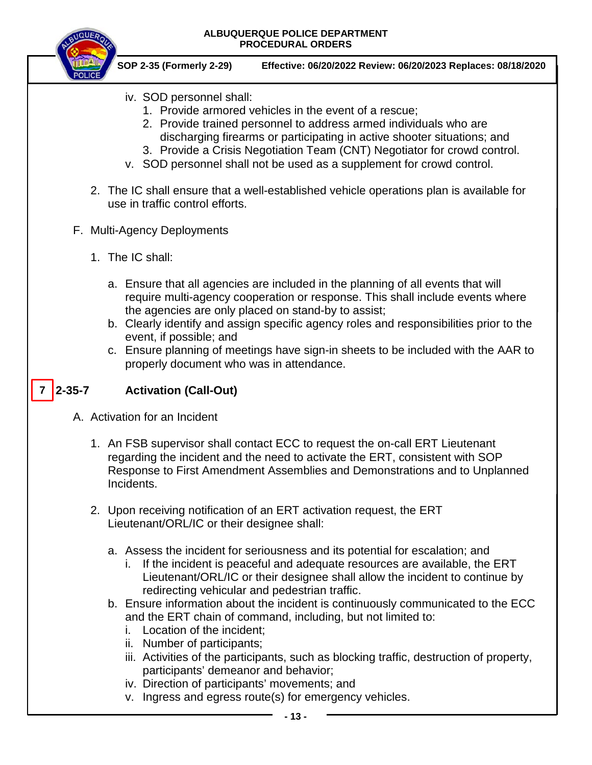iv. SOD personnel shall:
   1. Provide armored vehicles in the event of a rescue;
   2. Provide trained personnel to address armed individuals who are discharging firearms or participating in active shooter situations; and
   3. Provide a Crisis Negotiation Team (CNT) Negotiator for crowd control.

v. SOD personnel shall not be used as a supplement for crowd control.

2. The IC shall ensure that a well-established vehicle operations plan is available for use in traffic control efforts.

F. Multi-Agency Deployments

1. The IC shall:

   a. Ensure that all agencies are included in the planning of all events that will require multi-agency cooperation or response. This shall include events where the agencies are only placed on stand-by to assist;
   b. Clearly identify and assign specific agency roles and responsibilities prior to the event, if possible; and
   c. Ensure planning of meetings have sign-in sheets to be included with the AAR to properly document who was in attendance.

## 7 2-35-7 Activation (Call-Out)

A. Activation for an Incident

1. An FSB supervisor shall contact ECC to request the on-call ERT Lieutenant regarding the incident and the need to activate the ERT, consistent with SOP Response to First Amendment Assemblies and Demonstrations and to Unplanned Incidents.

2. Upon receiving notification of an ERT activation request, the ERT Lieutenant/ORL/IC or their designee shall:

   a. Assess the incident for seriousness and its potential for escalation; and
      i. If the incident is peaceful and adequate resources are available, the ERT Lieutenant/ORL/IC or their designee shall allow the incident to continue by redirecting vehicular and pedestrian traffic.
   b. Ensure information about the incident is continuously communicated to the ECC and the ERT chain of command, including, but not limited to:
      i. Location of the incident;
      ii. Number of participants;
      iii. Activities of the participants, such as blocking traffic, destruction of property, participants' demeanor and behavior;
      iv. Direction of participants' movements; and
      v. Ingress and egress route(s) for emergency vehicles.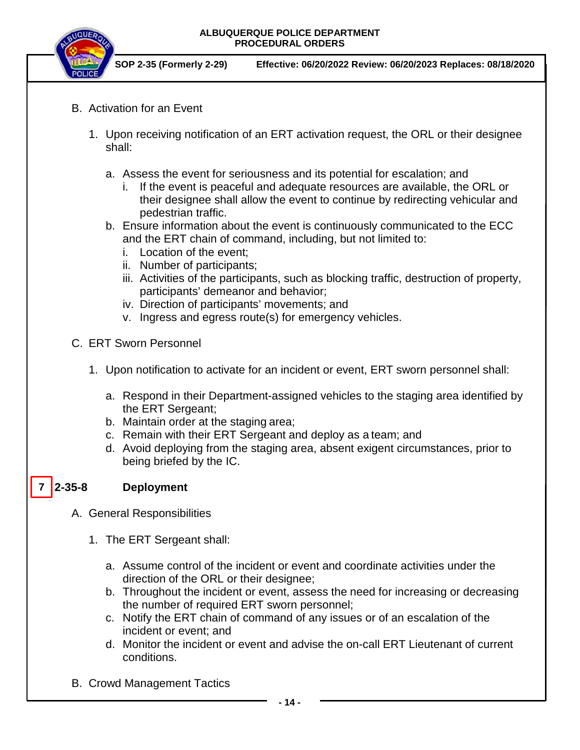B. Activation for an Event

1. Upon receiving notification of an ERT activation request, the ORL or their designee shall:

   a. Assess the event for seriousness and its potential for escalation; and
      i. If the event is peaceful and adequate resources are available, the ORL or their designee shall allow the event to continue by redirecting vehicular and pedestrian traffic.
   b. Ensure information about the event is continuously communicated to the ECC and the ERT chain of command, including, but not limited to:
      i. Location of the event;
      ii. Number of participants;
      iii. Activities of the participants, such as blocking traffic, destruction of property, participants' demeanor and behavior;
      iv. Direction of participants' movements; and
      v. Ingress and egress route(s) for emergency vehicles.

C. ERT Sworn Personnel

1. Upon notification to activate for an incident or event, ERT sworn personnel shall:

   a. Respond in their Department-assigned vehicles to the staging area identified by the ERT Sergeant;
   b. Maintain order at the staging area;
   c. Remain with their ERT Sergeant and deploy as a team; and
   d. Avoid deploying from the staging area, absent exigent circumstances, prior to being briefed by the IC.

## 7 2-35-8 Deployment

A. General Responsibilities

1. The ERT Sergeant shall:

   a. Assume control of the incident or event and coordinate activities under the direction of the ORL or their designee;
   b. Throughout the incident or event, assess the need for increasing or decreasing the number of required ERT sworn personnel;
   c. Notify the ERT chain of command of any issues or of an escalation of the incident or event; and
   d. Monitor the incident or event and advise the on-call ERT Lieutenant of current conditions.

B. Crowd Management Tactics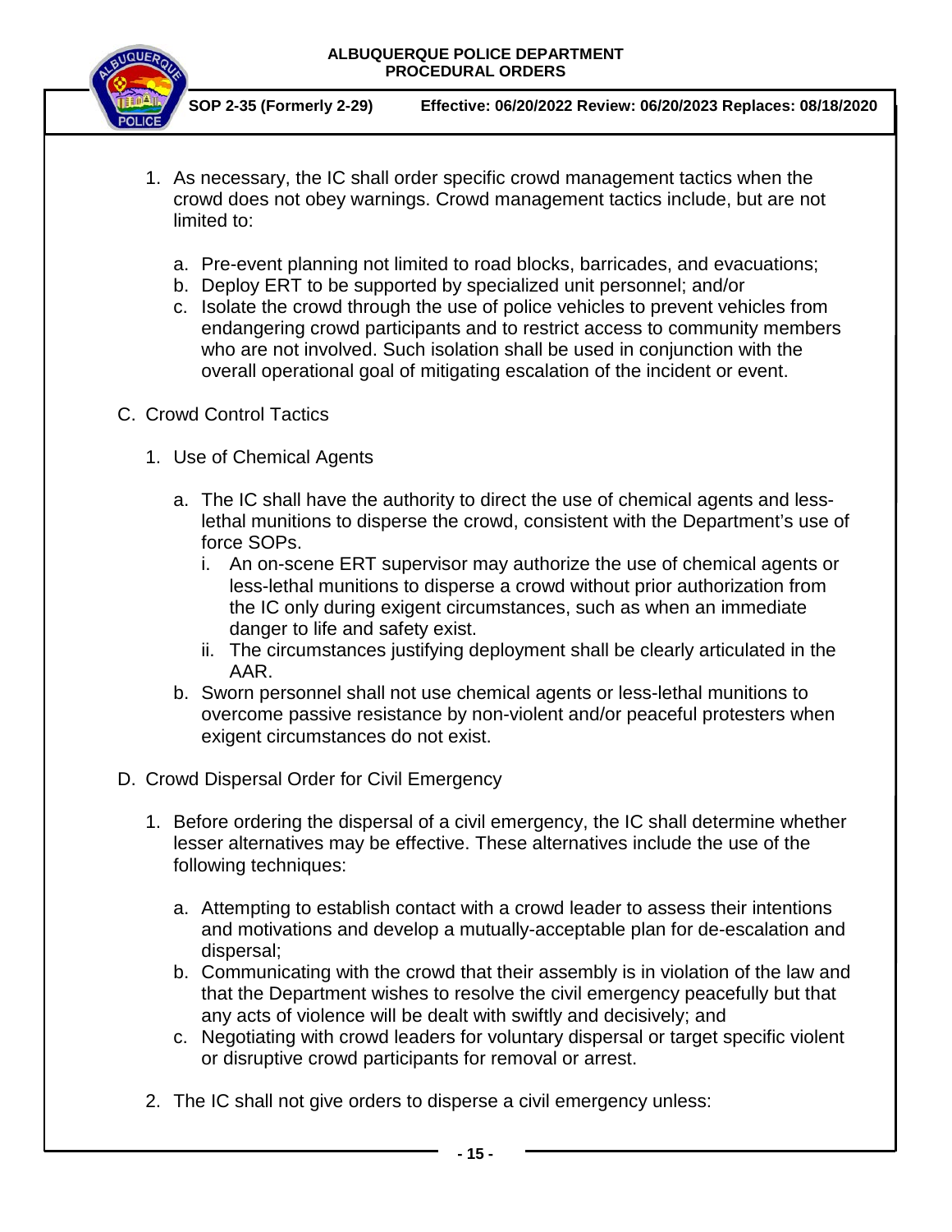1. As necessary, the IC shall order specific crowd management tactics when the crowd does not obey warnings. Crowd management tactics include, but are not limited to:

   a. Pre-event planning not limited to road blocks, barricades, and evacuations;
   b. Deploy ERT to be supported by specialized unit personnel; and/or
   c. Isolate the crowd through the use of police vehicles to prevent vehicles from endangering crowd participants and to restrict access to community members who are not involved. Such isolation shall be used in conjunction with the overall operational goal of mitigating escalation of the incident or event.

C. Crowd Control Tactics

1. Use of Chemical Agents

   a. The IC shall have the authority to direct the use of chemical agents and less-lethal munitions to disperse the crowd, consistent with the Department's use of force SOPs.
      i. An on-scene ERT supervisor may authorize the use of chemical agents or less-lethal munitions to disperse a crowd without prior authorization from the IC only during exigent circumstances, such as when an immediate danger to life and safety exist.
      ii. The circumstances justifying deployment shall be clearly articulated in the AAR.
   b. Sworn personnel shall not use chemical agents or less-lethal munitions to overcome passive resistance by non-violent and/or peaceful protesters when exigent circumstances do not exist.

D. Crowd Dispersal Order for Civil Emergency

1. Before ordering the dispersal of a civil emergency, the IC shall determine whether lesser alternatives may be effective. These alternatives include the use of the following techniques:

   a. Attempting to establish contact with a crowd leader to assess their intentions and motivations and develop a mutually-acceptable plan for de-escalation and dispersal;
   b. Communicating with the crowd that their assembly is in violation of the law and that the Department wishes to resolve the civil emergency peacefully but that any acts of violence will be dealt with swiftly and decisively; and
   c. Negotiating with crowd leaders for voluntary dispersal or target specific violent or disruptive crowd participants for removal or arrest.

2. The IC shall not give orders to disperse a civil emergency unless: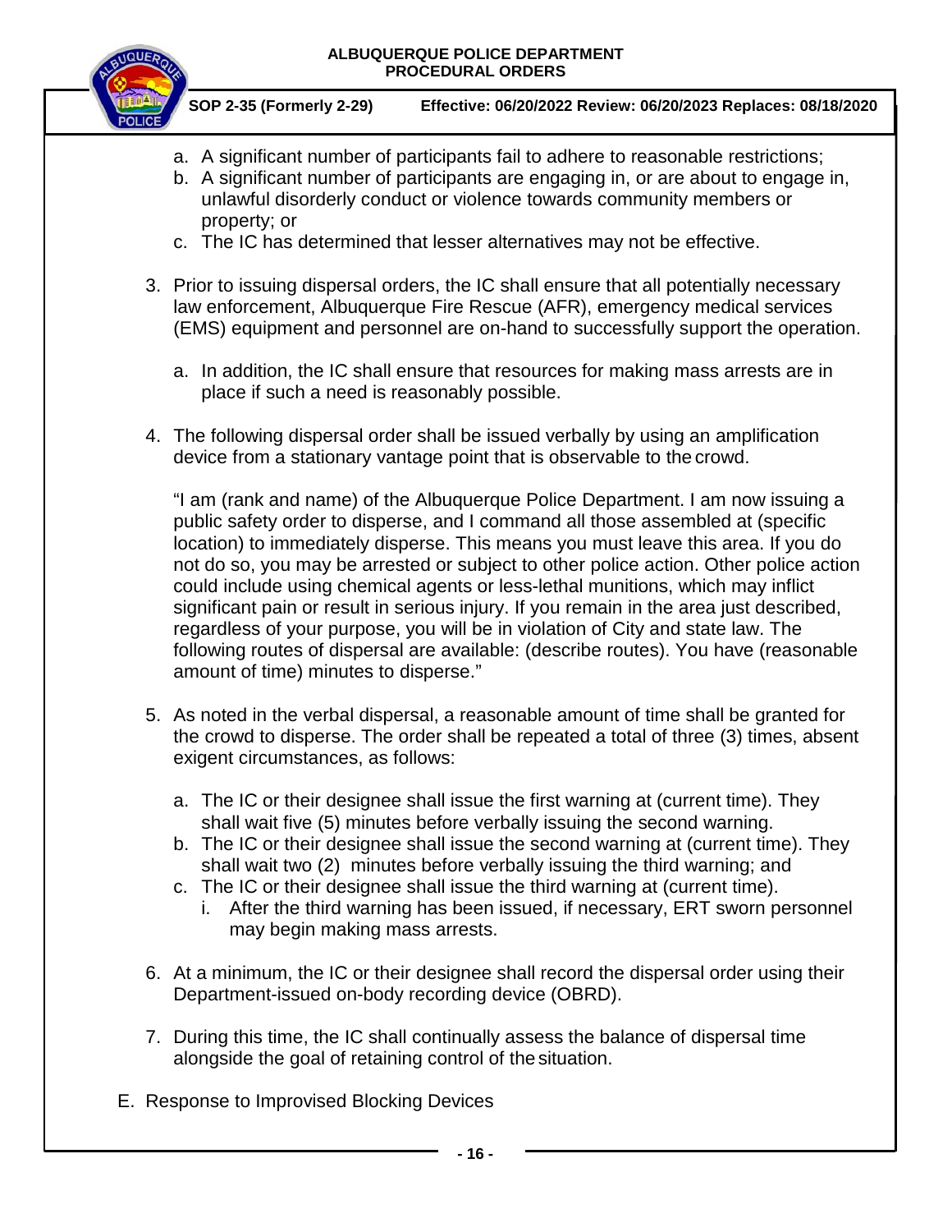a. A significant number of participants fail to adhere to reasonable restrictions;
b. A significant number of participants are engaging in, or are about to engage in, unlawful disorderly conduct or violence towards community members or property; or
c. The IC has determined that lesser alternatives may not be effective.

3. Prior to issuing dispersal orders, the IC shall ensure that all potentially necessary law enforcement, Albuquerque Fire Rescue (AFR), emergency medical services (EMS) equipment and personnel are on-hand to successfully support the operation.

   a. In addition, the IC shall ensure that resources for making mass arrests are in place if such a need is reasonably possible.

4. The following dispersal order shall be issued verbally by using an amplification device from a stationary vantage point that is observable to the crowd.

   "I am (rank and name) of the Albuquerque Police Department. I am now issuing a public safety order to disperse, and I command all those assembled at (specific location) to immediately disperse. This means you must leave this area. If you do not do so, you may be arrested or subject to other police action. Other police action could include using chemical agents or less-lethal munitions, which may inflict significant pain or result in serious injury. If you remain in the area just described, regardless of your purpose, you will be in violation of City and state law. The following routes of dispersal are available: (describe routes). You have (reasonable amount of time) minutes to disperse."

5. As noted in the verbal dispersal, a reasonable amount of time shall be granted for the crowd to disperse. The order shall be repeated a total of three (3) times, absent exigent circumstances, as follows:

   a. The IC or their designee shall issue the first warning at (current time). They shall wait five (5) minutes before verbally issuing the second warning.
   b. The IC or their designee shall issue the second warning at (current time). They shall wait two (2) minutes before verbally issuing the third warning; and
   c. The IC or their designee shall issue the third warning at (current time).
      i. After the third warning has been issued, if necessary, ERT sworn personnel may begin making mass arrests.

6. At a minimum, the IC or their designee shall record the dispersal order using their Department-issued on-body recording device (OBRD).

7. During this time, the IC shall continually assess the balance of dispersal time alongside the goal of retaining control of the situation.

E. Response to Improvised Blocking Devices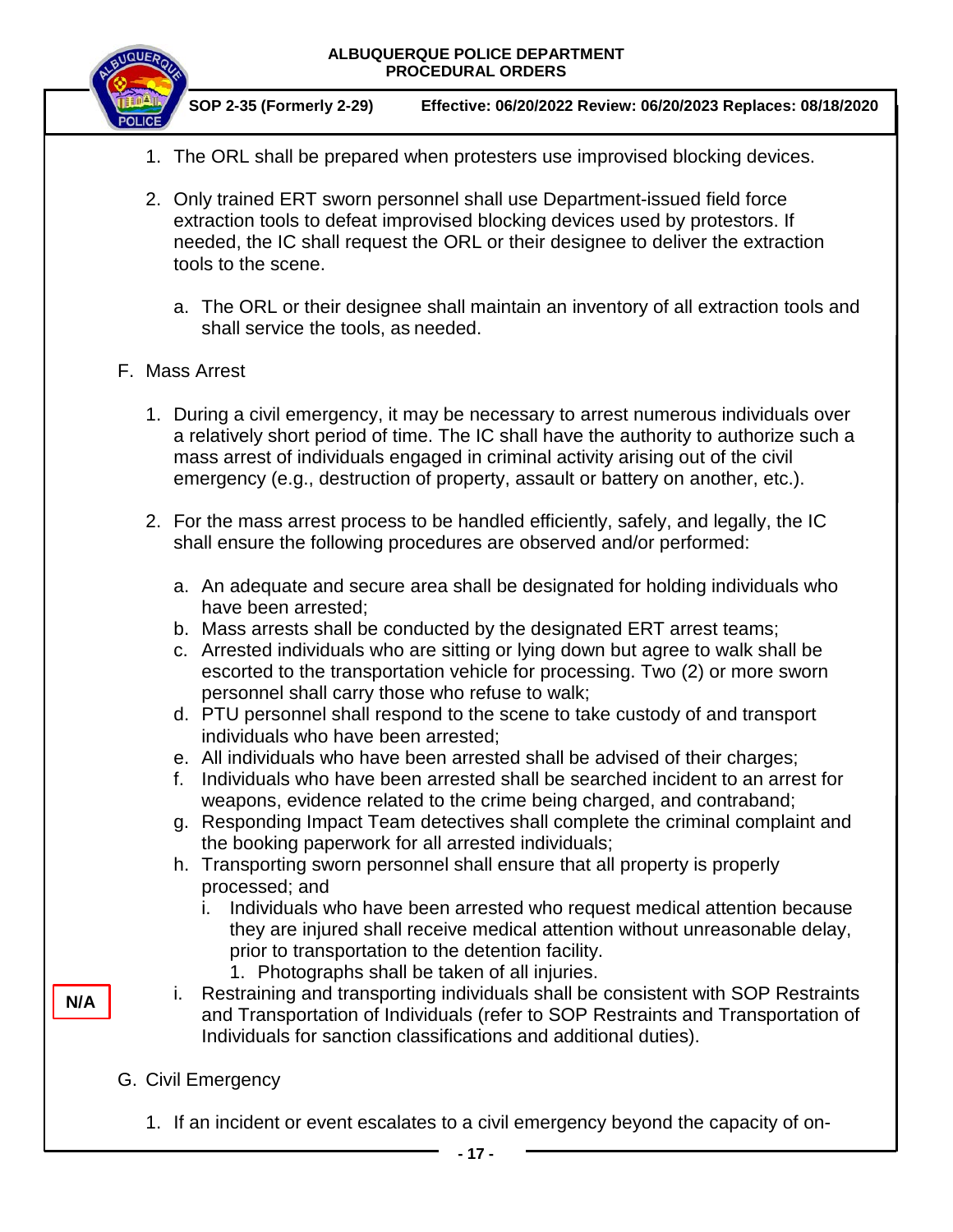1. The ORL shall be prepared when protesters use improvised blocking devices.

2. Only trained ERT sworn personnel shall use Department-issued field force extraction tools to defeat improvised blocking devices used by protestors. If needed, the IC shall request the ORL or their designee to deliver the extraction tools to the scene.

   a. The ORL or their designee shall maintain an inventory of all extraction tools and shall service the tools, as needed.

F. Mass Arrest

1. During a civil emergency, it may be necessary to arrest numerous individuals over a relatively short period of time. The IC shall have the authority to authorize such a mass arrest of individuals engaged in criminal activity arising out of the civil emergency (e.g., destruction of property, assault or battery on another, etc.).

2. For the mass arrest process to be handled efficiently, safely, and legally, the IC shall ensure the following procedures are observed and/or performed:

   a. An adequate and secure area shall be designated for holding individuals who have been arrested;
   b. Mass arrests shall be conducted by the designated ERT arrest teams;
   c. Arrested individuals who are sitting or lying down but agree to walk shall be escorted to the transportation vehicle for processing. Two (2) or more sworn personnel shall carry those who refuse to walk;
   d. PTU personnel shall respond to the scene to take custody of and transport individuals who have been arrested;
   e. All individuals who have been arrested shall be advised of their charges;
   f. Individuals who have been arrested shall be searched incident to an arrest for weapons, evidence related to the crime being charged, and contraband;
   g. Responding Impact Team detectives shall complete the criminal complaint and the booking paperwork for all arrested individuals;
   h. Transporting sworn personnel shall ensure that all property is properly processed; and
      i. Individuals who have been arrested who request medical attention because they are injured shall receive medical attention without unreasonable delay, prior to transportation to the detention facility.
         1. Photographs shall be taken of all injuries.

N/A

   i. Restraining and transporting individuals shall be consistent with SOP Restraints and Transportation of Individuals (refer to SOP Restraints and Transportation of Individuals for sanction classifications and additional duties).

G. Civil Emergency

1. If an incident or event escalates to a civil emergency beyond the capacity of on-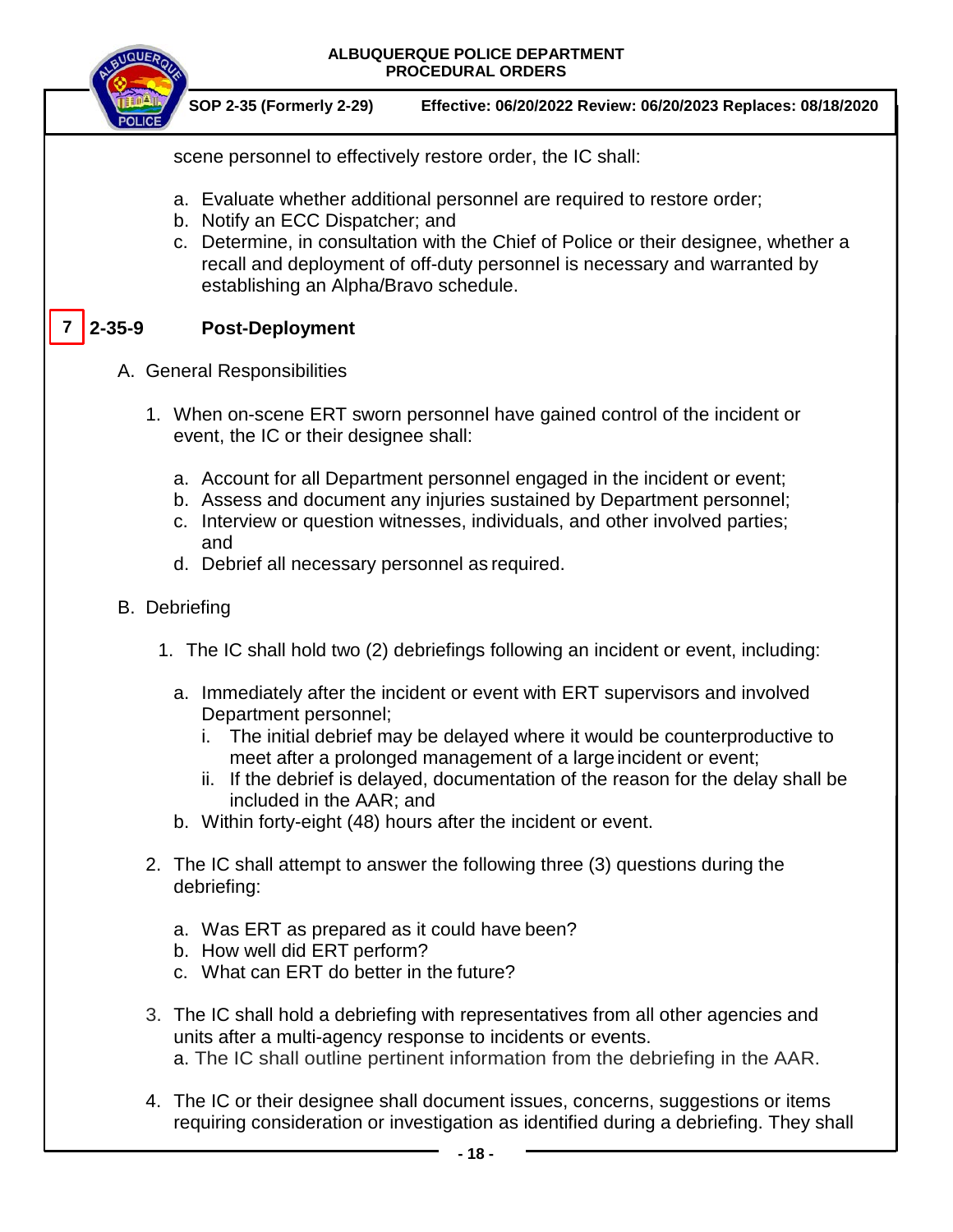scene personnel to effectively restore order, the IC shall:

a. Evaluate whether additional personnel are required to restore order;
b. Notify an ECC Dispatcher; and
c. Determine, in consultation with the Chief of Police or their designee, whether a recall and deployment of off-duty personnel is necessary and warranted by establishing an Alpha/Bravo schedule.

## 7 2-35-9 Post-Deployment

A. General Responsibilities

1. When on-scene ERT sworn personnel have gained control of the incident or event, the IC or their designee shall:

   a. Account for all Department personnel engaged in the incident or event;
   b. Assess and document any injuries sustained by Department personnel;
   c. Interview or question witnesses, individuals, and other involved parties; and
   d. Debrief all necessary personnel as required.

B. Debriefing

1. The IC shall hold two (2) debriefings following an incident or event, including:

   a. Immediately after the incident or event with ERT supervisors and involved Department personnel;
      i. The initial debrief may be delayed where it would be counterproductive to meet after a prolonged management of a large incident or event;
      ii. If the debrief is delayed, documentation of the reason for the delay shall be included in the AAR; and
   b. Within forty-eight (48) hours after the incident or event.

2. The IC shall attempt to answer the following three (3) questions during the debriefing:

   a. Was ERT as prepared as it could have been?
   b. How well did ERT perform?
   c. What can ERT do better in the future?

3. The IC shall hold a debriefing with representatives from all other agencies and units after a multi-agency response to incidents or events.
   a. The IC shall outline pertinent information from the debriefing in the AAR.

4. The IC or their designee shall document issues, concerns, suggestions or items requiring consideration or investigation as identified during a debriefing. They shall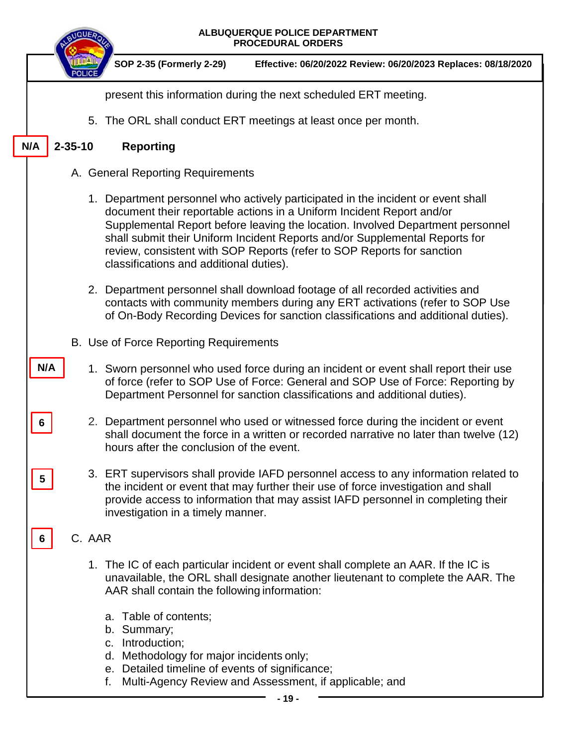present this information during the next scheduled ERT meeting.

5. The ORL shall conduct ERT meetings at least once per month.

N/A

## 2-35-10 Reporting

A. General Reporting Requirements

1. Department personnel who actively participated in the incident or event shall document their reportable actions in a Uniform Incident Report and/or Supplemental Report before leaving the location. Involved Department personnel shall submit their Uniform Incident Reports and/or Supplemental Reports for review, consistent with SOP Reports (refer to SOP Reports for sanction classifications and additional duties).

2. Department personnel shall download footage of all recorded activities and contacts with community members during any ERT activations (refer to SOP Use of On-Body Recording Devices for sanction classifications and additional duties).

B. Use of Force Reporting Requirements

N/A

1. Sworn personnel who used force during an incident or event shall report their use of force (refer to SOP Use of Force: General and SOP Use of Force: Reporting by Department Personnel for sanction classifications and additional duties).

6

2. Department personnel who used or witnessed force during the incident or event shall document the force in a written or recorded narrative no later than twelve (12) hours after the conclusion of the event.

5

3. ERT supervisors shall provide IAFD personnel access to any information related to the incident or event that may further their use of force investigation and shall provide access to information that may assist IAFD personnel in completing their investigation in a timely manner.

6

C. AAR

1. The IC of each particular incident or event shall complete an AAR. If the IC is unavailable, the ORL shall designate another lieutenant to complete the AAR. The AAR shall contain the following information:

   a. Table of contents;
   b. Summary;
   c. Introduction;
   d. Methodology for major incidents only;
   e. Detailed timeline of events of significance;
   f. Multi-Agency Review and Assessment, if applicable; and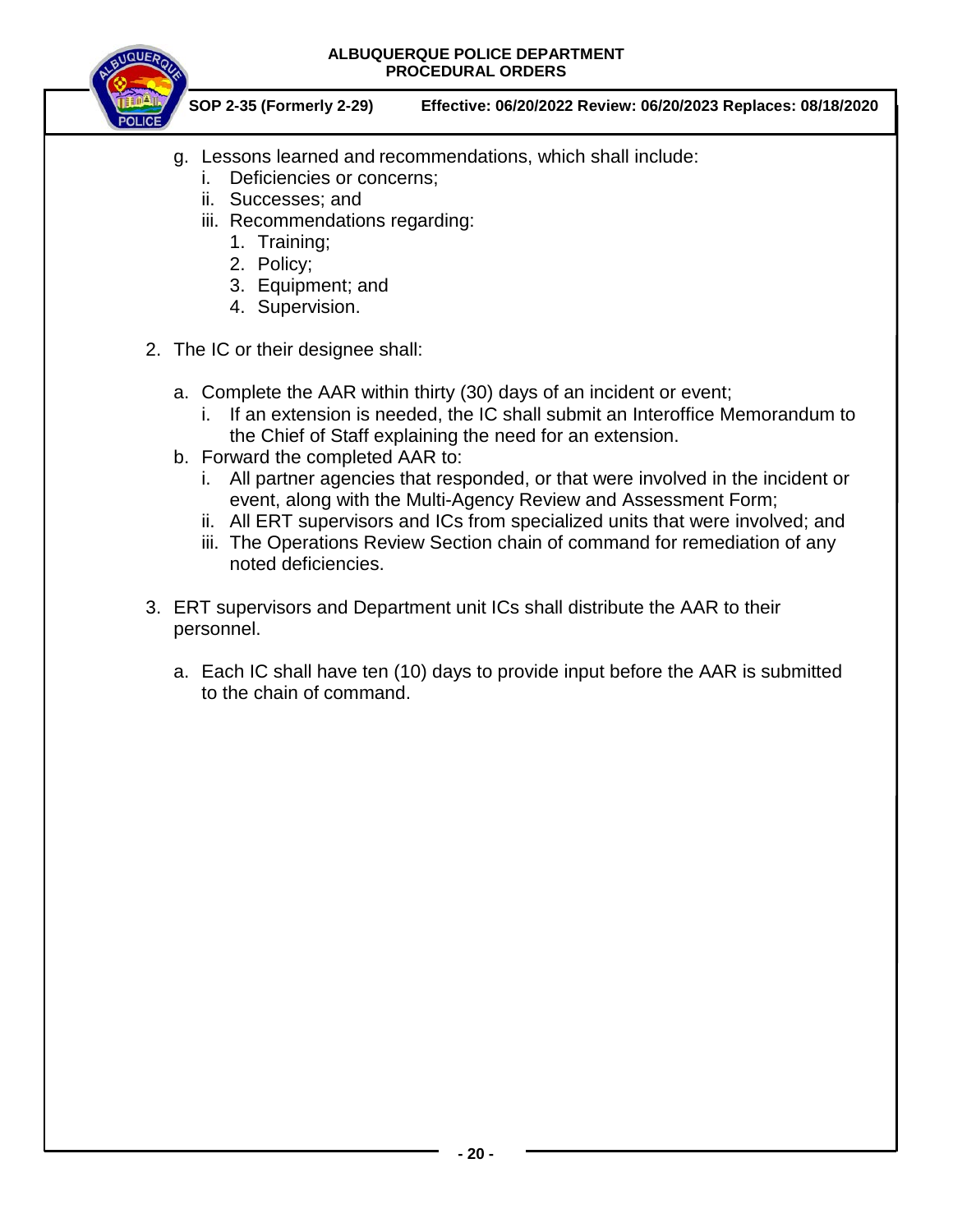g. Lessons learned and recommendations, which shall include:
   i. Deficiencies or concerns;
   ii. Successes; and
   iii. Recommendations regarding:
      1. Training;
      2. Policy;
      3. Equipment; and
      4. Supervision.

2. The IC or their designee shall:

   a. Complete the AAR within thirty (30) days of an incident or event;
      i. If an extension is needed, the IC shall submit an Interoffice Memorandum to the Chief of Staff explaining the need for an extension.
   b. Forward the completed AAR to:
      i. All partner agencies that responded, or that were involved in the incident or event, along with the Multi-Agency Review and Assessment Form;
      ii. All ERT supervisors and ICs from specialized units that were involved; and
      iii. The Operations Review Section chain of command for remediation of any noted deficiencies.

3. ERT supervisors and Department unit ICs shall distribute the AAR to their personnel.

   a. Each IC shall have ten (10) days to provide input before the AAR is submitted to the chain of command.